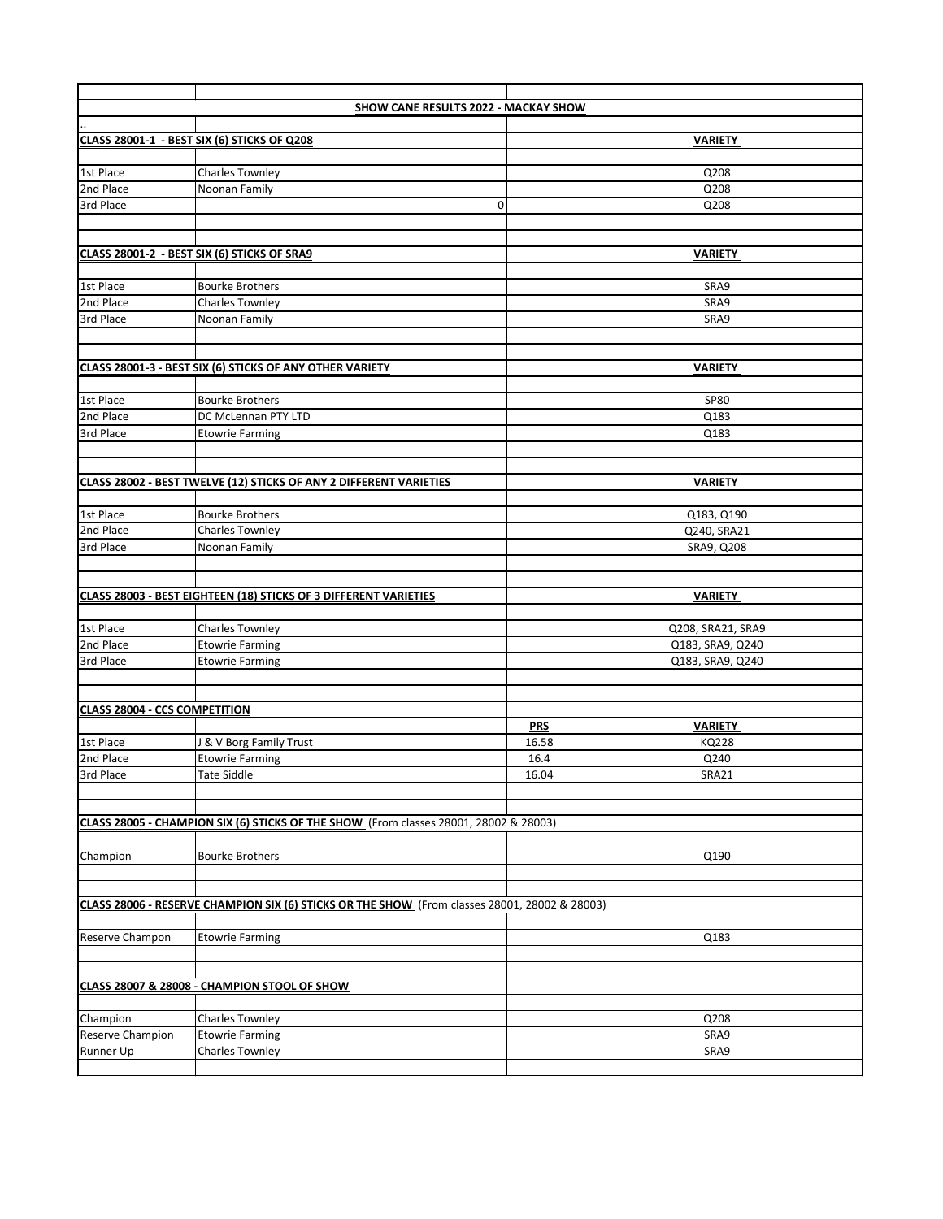## SHOW CANE RESULTS 2022 - MACKAY SHOW

..

| CLASS 28001-1 - BEST SIX (6) STICKS OF Q208 | | | VARIETY |
|---|---|---|---|
| 1st Place | Charles Townley | | Q208 |
| 2nd Place | Noonan Family | | Q208 |
| 3rd Place | 0 | | Q208 |

| CLASS 28001-2 - BEST SIX (6) STICKS OF SRA9 | | | VARIETY |
|---|---|---|---|
| 1st Place | Bourke Brothers | | SRA9 |
| 2nd Place | Charles Townley | | SRA9 |
| 3rd Place | Noonan Family | | SRA9 |

| CLASS 28001-3 - BEST SIX (6) STICKS OF ANY OTHER VARIETY | | | VARIETY |
|---|---|---|---|
| 1st Place | Bourke Brothers | | SP80 |
| 2nd Place | DC McLennan PTY LTD | | Q183 |
| 3rd Place | Etowrie Farming | | Q183 |

| CLASS 28002 - BEST TWELVE (12) STICKS OF ANY 2 DIFFERENT VARIETIES | | | VARIETY |
|---|---|---|---|
| 1st Place | Bourke Brothers | | Q183, Q190 |
| 2nd Place | Charles Townley | | Q240, SRA21 |
| 3rd Place | Noonan Family | | SRA9, Q208 |

| CLASS 28003 - BEST EIGHTEEN (18) STICKS OF 3 DIFFERENT VARIETIES | | | VARIETY |
|---|---|---|---|
| 1st Place | Charles Townley | | Q208, SRA21, SRA9 |
| 2nd Place | Etowrie Farming | | Q183, SRA9, Q240 |
| 3rd Place | Etowrie Farming | | Q183, SRA9, Q240 |

| CLASS 28004 - CCS COMPETITION | | | |
|---|---|---|---|
| | | PRS | VARIETY |
| 1st Place | J & V Borg Family Trust | 16.58 | KQ228 |
| 2nd Place | Etowrie Farming | 16.4 | Q240 |
| 3rd Place | Tate Siddle | 16.04 | SRA21 |

**CLASS 28005 - CHAMPION SIX (6) STICKS OF THE SHOW** (From classes 28001, 28002 & 28003)

| | | | |
|---|---|---|---|
| Champion | Bourke Brothers | | Q190 |

**CLASS 28006 - RESERVE CHAMPION SIX (6) STICKS OR THE SHOW** (From classes 28001, 28002 & 28003)

| | | | |
|---|---|---|---|
| Reserve Champon | Etowrie Farming | | Q183 |

**CLASS 28007 & 28008 - CHAMPION STOOL OF SHOW**

| | | | |
|---|---|---|---|
| Champion | Charles Townley | | Q208 |
| Reserve Champion | Etowrie Farming | | SRA9 |
| Runner Up | Charles Townley | | SRA9 |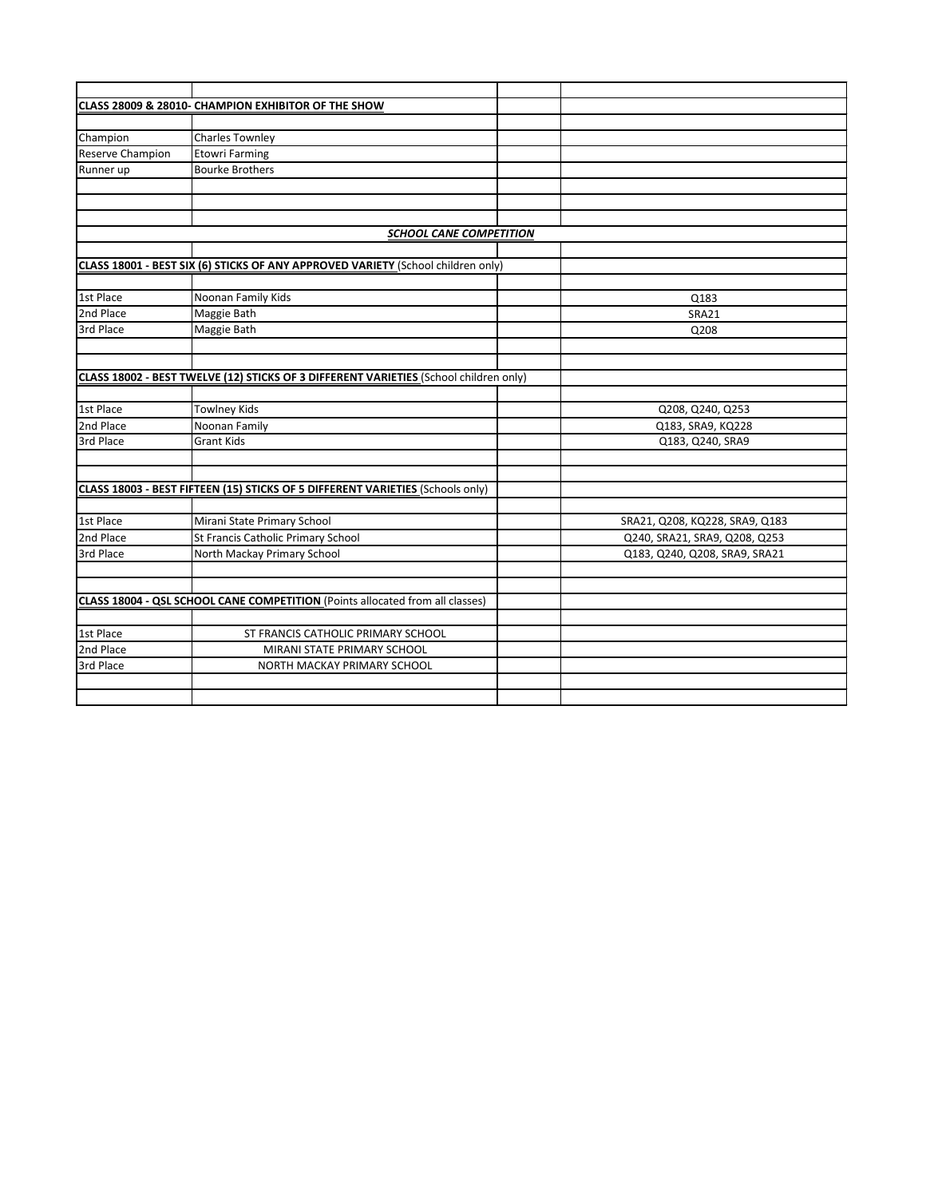| | | | |
|---|---|---|---|
| **CLASS 28009 & 28010- CHAMPION EXHIBITOR OF THE SHOW** | | | |
| Champion | Charles Townley | | |
| Reserve Champion | Etowri Farming | | |
| Runner up | Bourke Brothers | | |
| | | | |
| | ***SCHOOL CANE COMPETITION*** | | |
| **CLASS 18001 - BEST SIX (6) STICKS OF ANY APPROVED VARIETY** (School children only) | | | |
| 1st Place | Noonan Family Kids | | Q183 |
| 2nd Place | Maggie Bath | | SRA21 |
| 3rd Place | Maggie Bath | | Q208 |
| | | | |
| **CLASS 18002 - BEST TWELVE (12) STICKS OF 3 DIFFERENT VARIETIES** (School children only) | | | |
| 1st Place | Towlney Kids | | Q208, Q240, Q253 |
| 2nd Place | Noonan Family | | Q183, SRA9, KQ228 |
| 3rd Place | Grant Kids | | Q183, Q240, SRA9 |
| | | | |
| **CLASS 18003 - BEST FIFTEEN (15) STICKS OF 5 DIFFERENT VARIETIES** (Schools only) | | | |
| 1st Place | Mirani State Primary School | | SRA21, Q208, KQ228, SRA9, Q183 |
| 2nd Place | St Francis Catholic Primary School | | Q240, SRA21, SRA9, Q208, Q253 |
| 3rd Place | North Mackay Primary School | | Q183, Q240, Q208, SRA9, SRA21 |
| | | | |
| **CLASS 18004 - QSL SCHOOL CANE COMPETITION** (Points allocated from all classes) | | | |
| 1st Place | ST FRANCIS CATHOLIC PRIMARY SCHOOL | | |
| 2nd Place | MIRANI STATE PRIMARY SCHOOL | | |
| 3rd Place | NORTH MACKAY PRIMARY SCHOOL | | |